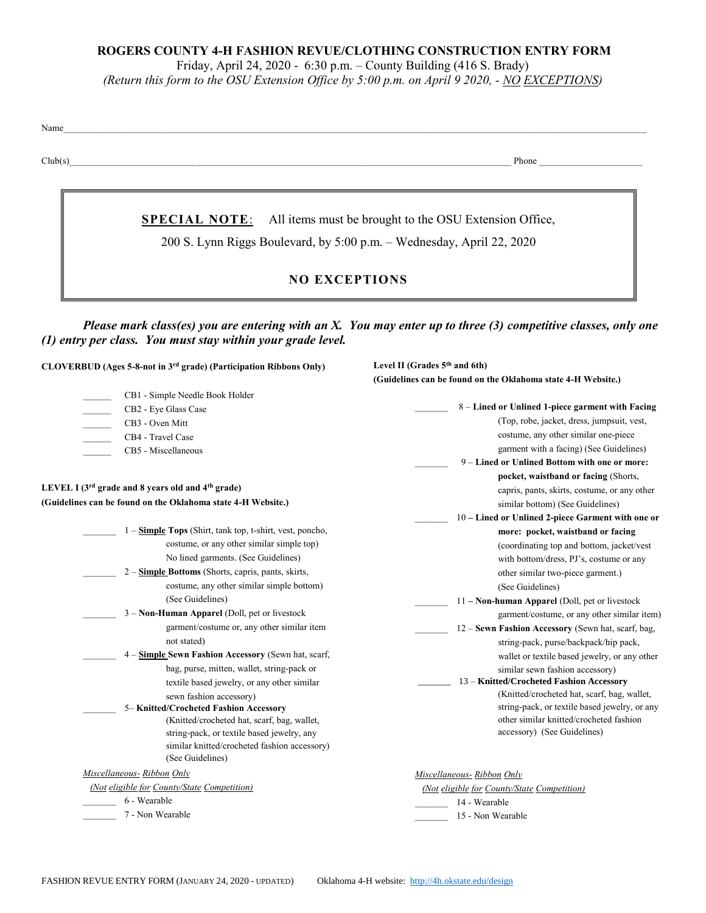# ROGERS COUNTY 4-H FASHION REVUE/CLOTHING CONSTRUCTION ENTRY FORM

Friday, April 24, 2020 - 6:30 p.m. – County Building (416 S. Brady)

*(Return this form to the OSU Extension Office by 5:00 p.m. on April 9 2020, - NO EXCEPTIONS)*

Name\_\_\_\_\_\_\_\_\_\_\_\_\_\_\_\_\_\_\_\_\_\_\_\_\_\_\_\_\_\_\_\_\_\_\_\_\_\_\_\_\_\_\_\_\_\_\_\_\_\_\_\_\_\_\_\_\_\_\_\_

Club(s)\_\_\_\_\_\_\_\_\_\_\_\_\_\_\_\_\_\_\_\_\_\_\_\_\_\_\_\_\_\_\_\_\_\_\_\_\_\_\_\_\_\_ Phone \_\_\_\_\_\_\_\_\_\_\_\_\_\_\_\_\_\_\_\_

> **SPECIAL NOTE**: All items must be brought to the OSU Extension Office, 200 S. Lynn Riggs Boulevard, by 5:00 p.m. – Wednesday, April 22, 2020
>
> **NO EXCEPTIONS**

***Please mark class(es) you are entering with an X. You may enter up to three (3) competitive classes, only one (1) entry per class. You must stay within your grade level.***

**CLOVERBUD (Ages 5-8-not in 3rd grade) (Participation Ribbons Only)**

\_\_\_\_\_\_ CB1 - Simple Needle Book Holder
\_\_\_\_\_\_ CB2 - Eye Glass Case
\_\_\_\_\_\_ CB3 - Oven Mitt
\_\_\_\_\_\_ CB4 - Travel Case
\_\_\_\_\_\_ CB5 - Miscellaneous

**LEVEL I (3rd grade and 8 years old and 4th grade)**
**(Guidelines can be found on the Oklahoma state 4-H Website.)**

\_\_\_\_\_\_ 1 – **Simple Tops** (Shirt, tank top, t-shirt, vest, poncho, costume, or any other similar simple top) No lined garments. (See Guidelines)

\_\_\_\_\_\_ 2 – **Simple Bottoms** (Shorts, capris, pants, skirts, costume, any other similar simple bottom) (See Guidelines)

\_\_\_\_\_\_ 3 – **Non-Human Apparel** (Doll, pet or livestock garment/costume or, any other similar item not stated)

\_\_\_\_\_\_ 4 – **Simple Sewn Fashion Accessory** (Sewn hat, scarf, bag, purse, mitten, wallet, string-pack or textile based jewelry, or any other similar sewn fashion accessory)

\_\_\_\_\_\_ 5– **Knitted/Crocheted Fashion Accessory** (Knitted/crocheted hat, scarf, bag, wallet, string-pack, or textile based jewelry, any similar knitted/crocheted fashion accessory) (See Guidelines)

*Miscellaneous- Ribbon Only*
*(Not eligible for County/State Competition)*

\_\_\_\_\_\_ 6 - Wearable
\_\_\_\_\_\_ 7 - Non Wearable

**Level II (Grades 5th and 6th)**
**(Guidelines can be found on the Oklahoma state 4-H Website.)**

\_\_\_\_\_\_ 8 – **Lined or Unlined 1-piece garment with Facing** (Top, robe, jacket, dress, jumpsuit, vest, costume, any other similar one-piece garment with a facing) (See Guidelines)

\_\_\_\_\_\_ 9 – **Lined or Unlined Bottom with one or more: pocket, waistband or facing** (Shorts, capris, pants, skirts, costume, or any other similar bottom) (See Guidelines)

\_\_\_\_\_\_ 10 – **Lined or Unlined 2-piece Garment with one or more: pocket, waistband or facing** (coordinating top and bottom, jacket/vest with bottom/dress, PJ's, costume or any other similar two-piece garment.) (See Guidelines)

\_\_\_\_\_\_ 11 – **Non-human Apparel** (Doll, pet or livestock garment/costume, or any other similar item)

\_\_\_\_\_\_ 12 – **Sewn Fashion Accessory** (Sewn hat, scarf, bag, string-pack, purse/backpack/hip pack, wallet or textile based jewelry, or any other similar sewn fashion accessory)

\_\_\_\_\_\_ 13 – **Knitted/Crocheted Fashion Accessory** (Knitted/crocheted hat, scarf, bag, wallet, string-pack, or textile based jewelry, or any other similar knitted/crocheted fashion accessory) (See Guidelines)

*Miscellaneous- Ribbon Only*
*(Not eligible for County/State Competition)*

\_\_\_\_\_\_ 14 - Wearable
\_\_\_\_\_\_ 15 - Non Wearable

FASHION REVUE ENTRY FORM (JANUARY 24, 2020 - UPDATED) Oklahoma 4-H website: http://4h.okstate.edu/design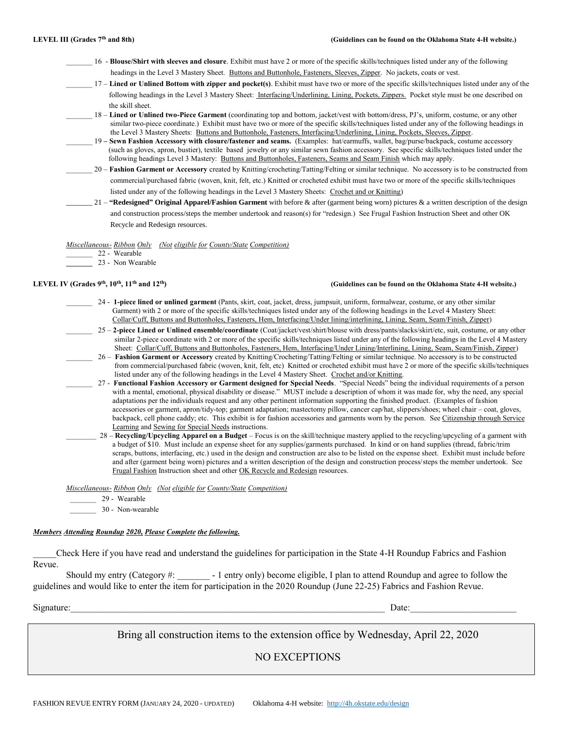**LEVEL III (Grades 7th and 8th)** **(Guidelines can be found on the Oklahoma State 4-H website.)**

_______ 16 - **Blouse/Shirt with sleeves and closure**. Exhibit must have 2 or more of the specific skills/techniques listed under any of the following headings in the Level 3 Mastery Sheet. Buttons and Buttonhole, Fasteners, Sleeves, Zipper. No jackets, coats or vest.

_______ 17 – **Lined or Unlined Bottom with zipper and pocket(s)**. Exhibit must have two or more of the specific skills/techniques listed under any of the following headings in the Level 3 Mastery Sheet: Interfacing/Underlining, Lining, Pockets, Zippers. Pocket style must be one described on the skill sheet.

_______ 18 – **Lined or Unlined two-Piece Garment** (coordinating top and bottom, jacket/vest with bottom/dress, PJ's, uniform, costume, or any other similar two-piece coordinate.) Exhibit must have two or more of the specific skills/techniques listed under any of the following headings in the Level 3 Mastery Sheets: Buttons and Buttonhole, Fasteners, Interfacing/Underlining, Lining, Pockets, Sleeves, Zipper.

_______ 19 **– Sewn Fashion Accessory with closure/fastener and seams.** (Examples: hat/earmuffs, wallet, bag/purse/backpack, costume accessory (such as gloves, apron, bustier), textile based jewelry or any similar sewn fashion accessory. See specific skills/techniques listed under the following headings Level 3 Mastery: Buttons and Buttonholes, Fasteners, Seams and Seam Finish which may apply.

_______ 20 – **Fashion Garment or Accessory** created by Knitting/crocheting/Tatting/Felting or similar technique. No accessory is to be constructed from commercial/purchased fabric (woven, knit, felt, etc.) Knitted or crocheted exhibit must have two or more of the specific skills/techniques listed under any of the following headings in the Level 3 Mastery Sheets: Crochet and or Knitting)

_______ 21 – **"Redesigned" Original Apparel/Fashion Garment** with before & after (garment being worn) pictures & a written description of the design and construction process/steps the member undertook and reason(s) for "redesign.) See Frugal Fashion Instruction Sheet and other OK Recycle and Redesign resources.

*Miscellaneous- Ribbon Only (Not eligible for County/State Competition)*

_______ 22 - Wearable
_______ 23 - Non Wearable

**LEVEL IV (Grades 9th, 10th, 11th and 12th)** **(Guidelines can be found on the Oklahoma State 4-H website.)**

_______ 24 - **1-piece lined or unlined garment** (Pants, skirt, coat, jacket, dress, jumpsuit, uniform, formalwear, costume, or any other similar Garment) with 2 or more of the specific skills/techniques listed under any of the following headings in the Level 4 Mastery Sheet: Collar/Cuff, Buttons and Buttonholes, Fasteners, Hem, Interfacing/Under lining/interlining, Lining, Seam, Seam/Finish, Zipper)

_______ 25 – **2-piece Lined or Unlined ensemble/coordinate** (Coat/jacket/vest/shirt/blouse with dress/pants/slacks/skirt/etc, suit, costume, or any other similar 2-piece coordinate with 2 or more of the specific skills/techniques listed under any of the following headings in the Level 4 Mastery Sheet: Collar/Cuff, Buttons and Buttonholes, Fasteners, Hem, Interfacing/Under Lining/Interlining, Lining, Seam, Seam/Finish, Zipper)

_______ 26 – **Fashion Garment or Accessory** created by Knitting/Crocheting/Tatting/Felting or similar technique. No accessory is to be constructed from commercial/purchased fabric (woven, knit, felt, etc) Knitted or crocheted exhibit must have 2 or more of the specific skills/techniques listed under any of the following headings in the Level 4 Mastery Sheet. Crochet and/or Knitting.

_______ 27 - **Functional Fashion Accessory or Garment designed for Special Needs**. "Special Needs" being the individual requirements of a person with a mental, emotional, physical disability or disease." MUST include a description of whom it was made for, why the need, any special adaptations per the individuals request and any other pertinent information supporting the finished product. (Examples of fashion accessories or garment, apron/tidy-top; garment adaptation; mastectomy pillow, cancer cap/hat, slippers/shoes; wheel chair – coat, gloves, backpack, cell phone caddy; etc. This exhibit is for fashion accessories and garments worn by the person. See Citizenship through Service Learning and Sewing for Special Needs instructions.

________ 28 – **Recycling/Upcycling Apparel on a Budget** – Focus is on the skill/technique mastery applied to the recycling/upcycling of a garment with a budget of $10. Must include an expense sheet for any supplies/garments purchased. In kind or on hand supplies (thread, fabric/trim scraps, buttons, interfacing, etc.) used in the design and construction are also to be listed on the expense sheet. Exhibit must include before and after (garment being worn) pictures and a written description of the design and construction process/steps the member undertook. See Frugal Fashion Instruction sheet and other OK Recycle and Redesign resources.

*Miscellaneous- Ribbon Only (Not eligible for County/State Competition)*

_______ 29 - Wearable
_______ 30 - Non-wearable

***Members Attending Roundup 2020, Please Complete the following.***

_____Check Here if you have read and understand the guidelines for participation in the State 4-H Roundup Fabrics and Fashion Revue.

Should my entry (Category #: _______ - 1 entry only) become eligible, I plan to attend Roundup and agree to follow the guidelines and would like to enter the item for participation in the 2020 Roundup (June 22-25) Fabrics and Fashion Revue.

Signature:_______________________________________________________________________ Date:______________________

Bring all construction items to the extension office by Wednesday, April 22, 2020

NO EXCEPTIONS

FASHION REVUE ENTRY FORM (JANUARY 24, 2020 - UPDATED) Oklahoma 4-H website: http://4h.okstate.edu/design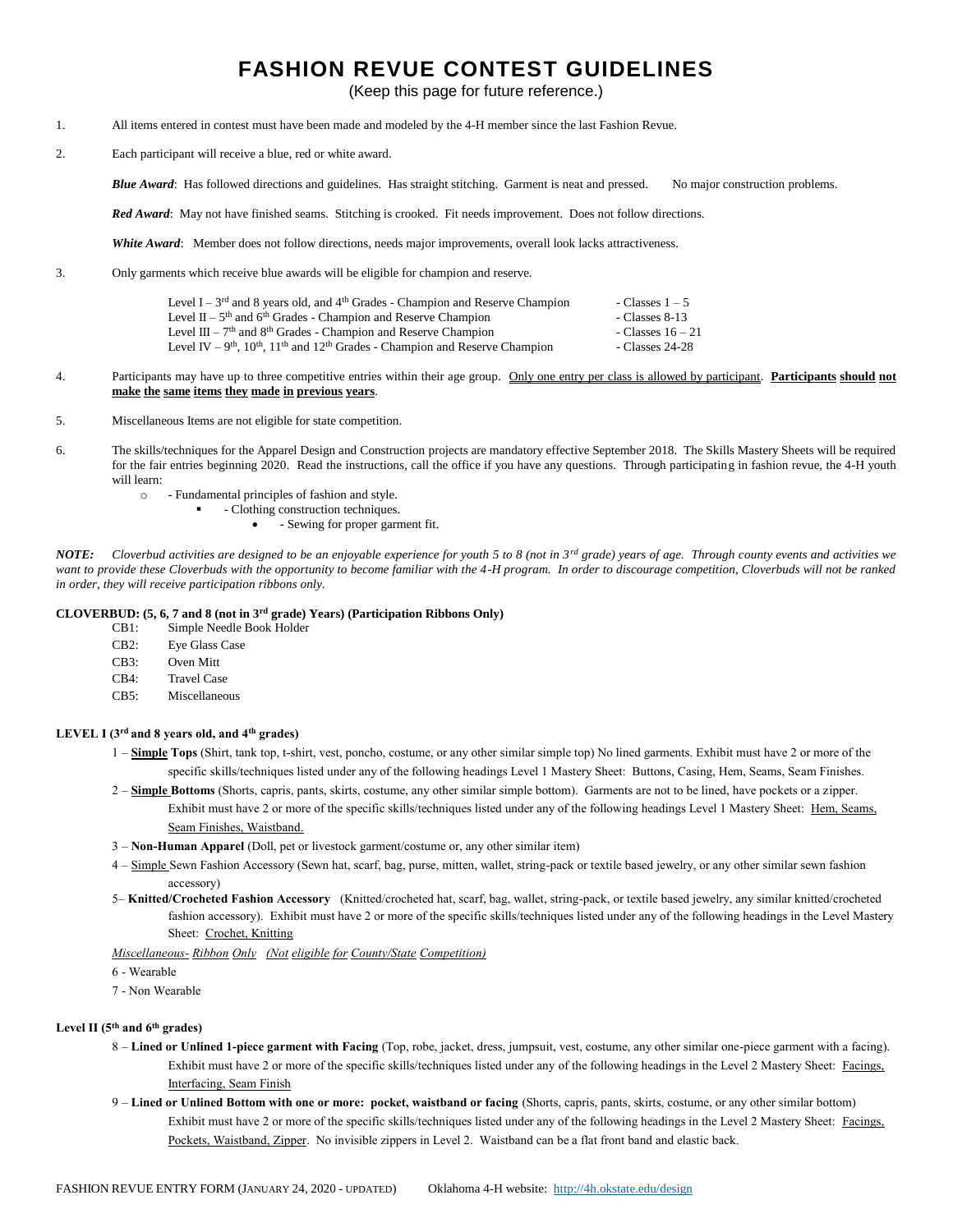# FASHION REVUE CONTEST GUIDELINES

(Keep this page for future reference.)

1. All items entered in contest must have been made and modeled by the 4-H member since the last Fashion Revue.

2. Each participant will receive a blue, red or white award.

   ***Blue Award***: Has followed directions and guidelines. Has straight stitching. Garment is neat and pressed. No major construction problems.

   ***Red Award***: May not have finished seams. Stitching is crooked. Fit needs improvement. Does not follow directions.

   ***White Award***: Member does not follow directions, needs major improvements, overall look lacks attractiveness.

3. Only garments which receive blue awards will be eligible for champion and reserve.

   | | |
   |---|---|
   | Level I – 3rd and 8 years old, and 4th Grades - Champion and Reserve Champion | - Classes 1 – 5 |
   | Level II – 5th and 6th Grades - Champion and Reserve Champion | - Classes 8-13 |
   | Level III – 7th and 8th Grades - Champion and Reserve Champion | - Classes 16 – 21 |
   | Level IV – 9th, 10th, 11th and 12th Grades - Champion and Reserve Champion | - Classes 24-28 |

4. Participants may have up to three competitive entries within their age group. Only one entry per class is allowed by participant. **Participants should not make the same items they made in previous years.**

5. Miscellaneous Items are not eligible for state competition.

6. The skills/techniques for the Apparel Design and Construction projects are mandatory effective September 2018. The Skills Mastery Sheets will be required for the fair entries beginning 2020. Read the instructions, call the office if you have any questions. Through participating in fashion revue, the 4-H youth will learn:
   - - Fundamental principles of fashion and style.
     - - Clothing construction techniques.
       - - Sewing for proper garment fit.

***NOTE:*** *Cloverbud activities are designed to be an enjoyable experience for youth 5 to 8 (not in 3rd grade) years of age. Through county events and activities we want to provide these Cloverbuds with the opportunity to become familiar with the 4-H program. In order to discourage competition, Cloverbuds will not be ranked in order, they will receive participation ribbons only.*

**CLOVERBUD: (5, 6, 7 and 8 (not in 3rd grade) Years) (Participation Ribbons Only)**

- CB1: Simple Needle Book Holder
- CB2: Eye Glass Case
- CB3: Oven Mitt
- CB4: Travel Case
- CB5: Miscellaneous

**LEVEL I (3rd and 8 years old, and 4th grades)**

1 – **Simple Tops** (Shirt, tank top, t-shirt, vest, poncho, costume, or any other similar simple top) No lined garments. Exhibit must have 2 or more of the specific skills/techniques listed under any of the following headings Level 1 Mastery Sheet: Buttons, Casing, Hem, Seams, Seam Finishes.

2 – **Simple Bottoms** (Shorts, capris, pants, skirts, costume, any other similar simple bottom). Garments are not to be lined, have pockets or a zipper. Exhibit must have 2 or more of the specific skills/techniques listed under any of the following headings Level 1 Mastery Sheet: Hem, Seams, Seam Finishes, Waistband.

3 – **Non-Human Apparel** (Doll, pet or livestock garment/costume or, any other similar item)

4 – Simple Sewn Fashion Accessory (Sewn hat, scarf, bag, purse, mitten, wallet, string-pack or textile based jewelry, or any other similar sewn fashion accessory)

5– **Knitted/Crocheted Fashion Accessory** (Knitted/crocheted hat, scarf, bag, wallet, string-pack, or textile based jewelry, any similar knitted/crocheted fashion accessory). Exhibit must have 2 or more of the specific skills/techniques listed under any of the following headings in the Level Mastery Sheet: Crochet, Knitting

*Miscellaneous- Ribbon Only (Not eligible for County/State Competition)*

6 - Wearable

7 - Non Wearable

**Level II (5th and 6th grades)**

8 – **Lined or Unlined 1-piece garment with Facing** (Top, robe, jacket, dress, jumpsuit, vest, costume, any other similar one-piece garment with a facing). Exhibit must have 2 or more of the specific skills/techniques listed under any of the following headings in the Level 2 Mastery Sheet: Facings, Interfacing, Seam Finish

9 – **Lined or Unlined Bottom with one or more: pocket, waistband or facing** (Shorts, capris, pants, skirts, costume, or any other similar bottom) Exhibit must have 2 or more of the specific skills/techniques listed under any of the following headings in the Level 2 Mastery Sheet: Facings, Pockets, Waistband, Zipper. No invisible zippers in Level 2. Waistband can be a flat front band and elastic back.

FASHION REVUE ENTRY FORM (JANUARY 24, 2020 - UPDATED) Oklahoma 4-H website: http://4h.okstate.edu/design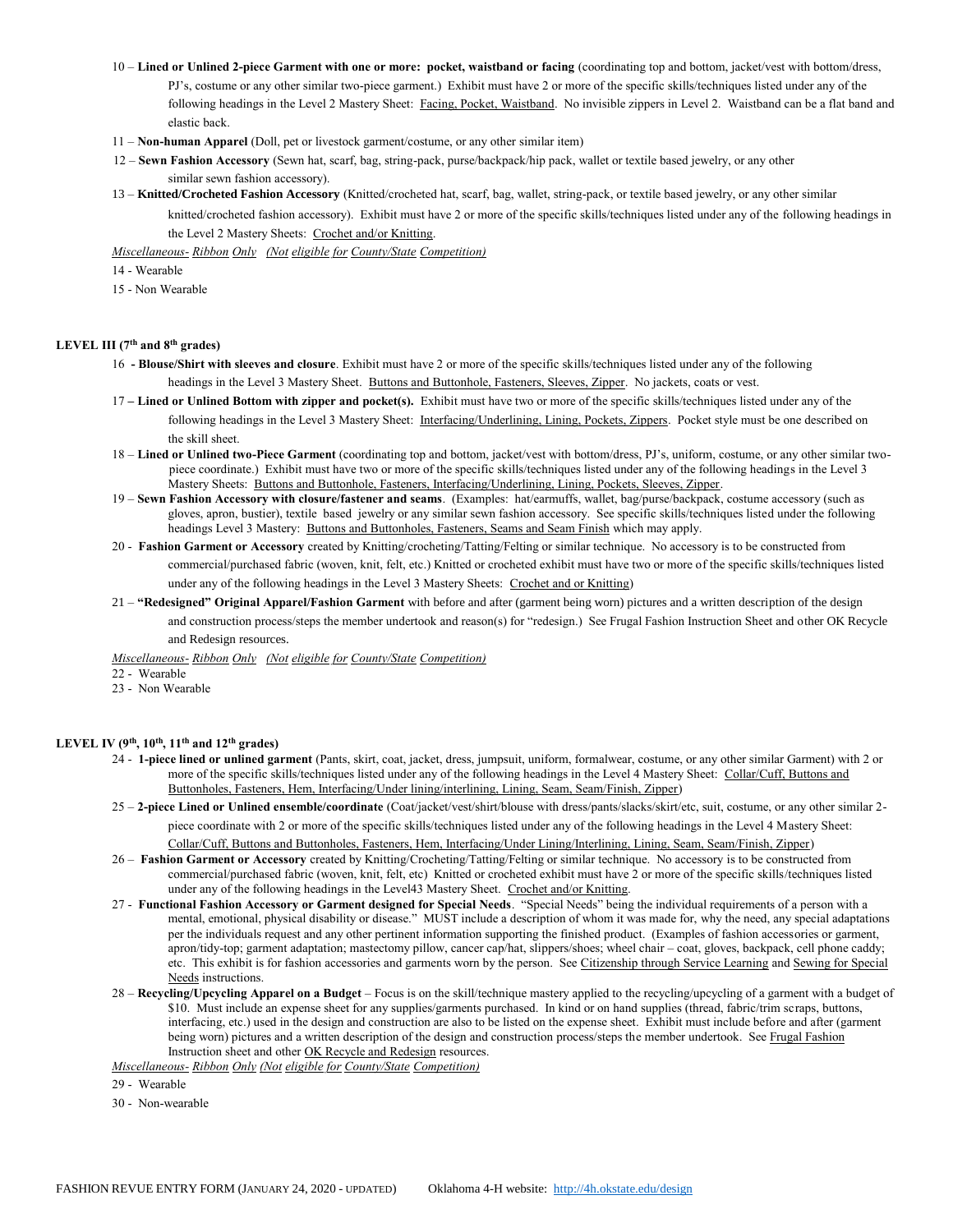10 – **Lined or Unlined 2-piece Garment with one or more: pocket, waistband or facing** (coordinating top and bottom, jacket/vest with bottom/dress, PJ's, costume or any other similar two-piece garment.) Exhibit must have 2 or more of the specific skills/techniques listed under any of the following headings in the Level 2 Mastery Sheet: Facing, Pocket, Waistband. No invisible zippers in Level 2. Waistband can be a flat band and elastic back.

11 – **Non-human Apparel** (Doll, pet or livestock garment/costume, or any other similar item)

12 – **Sewn Fashion Accessory** (Sewn hat, scarf, bag, string-pack, purse/backpack/hip pack, wallet or textile based jewelry, or any other similar sewn fashion accessory).

13 – **Knitted/Crocheted Fashion Accessory** (Knitted/crocheted hat, scarf, bag, wallet, string-pack, or textile based jewelry, or any other similar knitted/crocheted fashion accessory). Exhibit must have 2 or more of the specific skills/techniques listed under any of the following headings in the Level 2 Mastery Sheets: Crochet and/or Knitting.

*Miscellaneous- Ribbon Only (Not eligible for County/State Competition)*

14 - Wearable

15 - Non Wearable

### LEVEL III (7th and 8th grades)

16 **- Blouse/Shirt with sleeves and closure**. Exhibit must have 2 or more of the specific skills/techniques listed under any of the following headings in the Level 3 Mastery Sheet. Buttons and Buttonhole, Fasteners, Sleeves, Zipper. No jackets, coats or vest.

17 **– Lined or Unlined Bottom with zipper and pocket(s).** Exhibit must have two or more of the specific skills/techniques listed under any of the following headings in the Level 3 Mastery Sheet: Interfacing/Underlining, Lining, Pockets, Zippers. Pocket style must be one described on the skill sheet.

18 – **Lined or Unlined two-Piece Garment** (coordinating top and bottom, jacket/vest with bottom/dress, PJ's, uniform, costume, or any other similar two-piece coordinate.) Exhibit must have two or more of the specific skills/techniques listed under any of the following headings in the Level 3 Mastery Sheets: Buttons and Buttonhole, Fasteners, Interfacing/Underlining, Lining, Pockets, Sleeves, Zipper.

19 – **Sewn Fashion Accessory with closure/fastener and seams**. (Examples: hat/earmuffs, wallet, bag/purse/backpack, costume accessory (such as gloves, apron, bustier), textile based jewelry or any similar sewn fashion accessory. See specific skills/techniques listed under the following headings Level 3 Mastery: Buttons and Buttonholes, Fasteners, Seams and Seam Finish which may apply.

20 - **Fashion Garment or Accessory** created by Knitting/crocheting/Tatting/Felting or similar technique. No accessory is to be constructed from commercial/purchased fabric (woven, knit, felt, etc.) Knitted or crocheted exhibit must have two or more of the specific skills/techniques listed under any of the following headings in the Level 3 Mastery Sheets: Crochet and or Knitting)

21 – **"Redesigned" Original Apparel/Fashion Garment** with before and after (garment being worn) pictures and a written description of the design and construction process/steps the member undertook and reason(s) for "redesign.) See Frugal Fashion Instruction Sheet and other OK Recycle and Redesign resources.

*Miscellaneous- Ribbon Only (Not eligible for County/State Competition)*

22 - Wearable

23 - Non Wearable

### LEVEL IV (9th, 10th, 11th and 12th grades)

24 - **1-piece lined or unlined garment** (Pants, skirt, coat, jacket, dress, jumpsuit, uniform, formalwear, costume, or any other similar Garment) with 2 or more of the specific skills/techniques listed under any of the following headings in the Level 4 Mastery Sheet: Collar/Cuff, Buttons and Buttonholes, Fasteners, Hem, Interfacing/Under lining/interlining, Lining, Seam, Seam/Finish, Zipper)

25 – **2-piece Lined or Unlined ensemble/coordinate** (Coat/jacket/vest/shirt/blouse with dress/pants/slacks/skirt/etc, suit, costume, or any other similar 2-piece coordinate with 2 or more of the specific skills/techniques listed under any of the following headings in the Level 4 Mastery Sheet: Collar/Cuff, Buttons and Buttonholes, Fasteners, Hem, Interfacing/Under Lining/Interlining, Lining, Seam, Seam/Finish, Zipper)

26 – **Fashion Garment or Accessory** created by Knitting/Crocheting/Tatting/Felting or similar technique. No accessory is to be constructed from commercial/purchased fabric (woven, knit, felt, etc) Knitted or crocheted exhibit must have 2 or more of the specific skills/techniques listed under any of the following headings in the Level43 Mastery Sheet. Crochet and/or Knitting.

27 - **Functional Fashion Accessory or Garment designed for Special Needs**. "Special Needs" being the individual requirements of a person with a mental, emotional, physical disability or disease." MUST include a description of whom it was made for, why the need, any special adaptations per the individuals request and any other pertinent information supporting the finished product. (Examples of fashion accessories or garment, apron/tidy-top; garment adaptation; mastectomy pillow, cancer cap/hat, slippers/shoes; wheel chair – coat, gloves, backpack, cell phone caddy; etc. This exhibit is for fashion accessories and garments worn by the person. See Citizenship through Service Learning and Sewing for Special Needs instructions.

28 – **Recycling/Upcycling Apparel on a Budget** – Focus is on the skill/technique mastery applied to the recycling/upcycling of a garment with a budget of $10. Must include an expense sheet for any supplies/garments purchased. In kind or on hand supplies (thread, fabric/trim scraps, buttons, interfacing, etc.) used in the design and construction are also to be listed on the expense sheet. Exhibit must include before and after (garment being worn) pictures and a written description of the design and construction process/steps the member undertook. See Frugal Fashion Instruction sheet and other OK Recycle and Redesign resources.

*Miscellaneous- Ribbon Only (Not eligible for County/State Competition)*

29 - Wearable

30 - Non-wearable

FASHION REVUE ENTRY FORM (JANUARY 24, 2020 - UPDATED) Oklahoma 4-H website: http://4h.okstate.edu/design